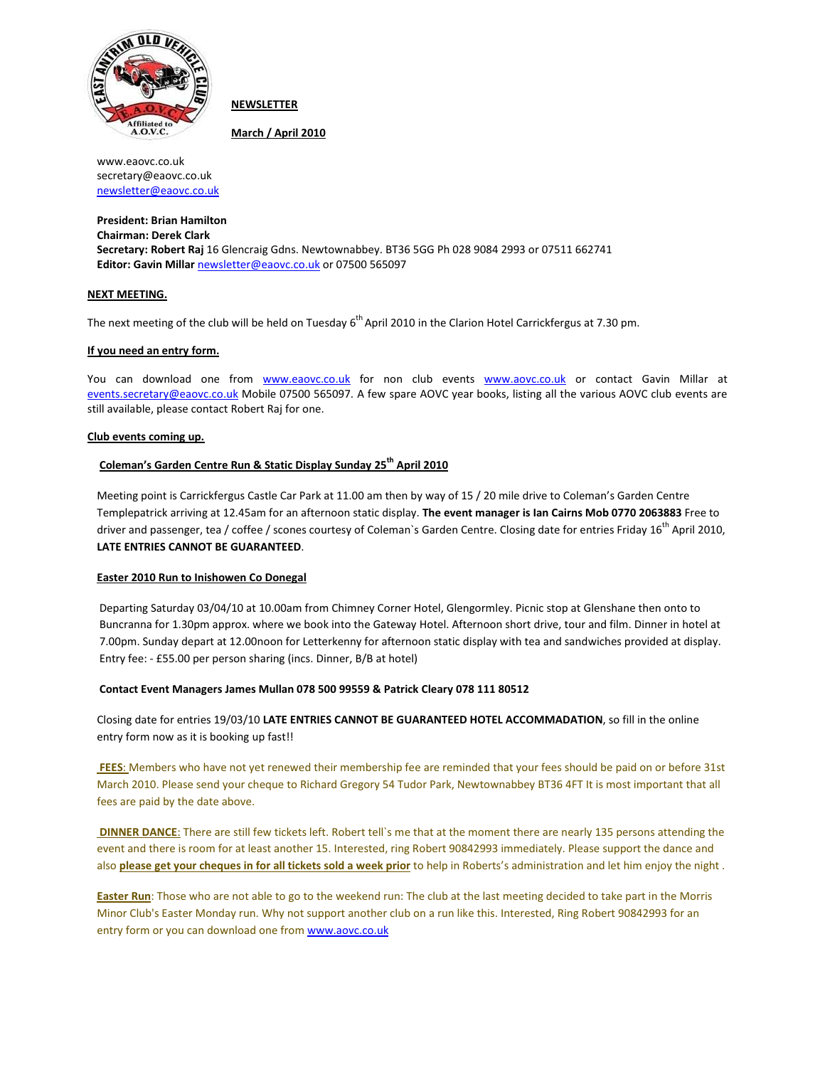**NEWSLETTER**

**March / April 2010**

www.eaovc.co.uk
secretary@eaovc.co.uk
newsletter@eaovc.co.uk

**President: Brian Hamilton**
**Chairman: Derek Clark**
**Secretary: Robert Raj** 16 Glencraig Gdns. Newtownabbey. BT36 5GG Ph 028 9084 2993 or 07511 662741
**Editor: Gavin Millar** newsletter@eaovc.co.uk or 07500 565097

## NEXT MEETING.

The next meeting of the club will be held on Tuesday 6th April 2010 in the Clarion Hotel Carrickfergus at 7.30 pm.

## If you need an entry form.

You can download one from www.eaovc.co.uk for non club events www.aovc.co.uk or contact Gavin Millar at events.secretary@eaovc.co.uk Mobile 07500 565097. A few spare AOVC year books, listing all the various AOVC club events are still available, please contact Robert Raj for one.

## Club events coming up.

### Coleman's Garden Centre Run & Static Display Sunday 25th April 2010

Meeting point is Carrickfergus Castle Car Park at 11.00 am then by way of 15 / 20 mile drive to Coleman's Garden Centre Templepatrick arriving at 12.45am for an afternoon static display. **The event manager is Ian Cairns Mob 0770 2063883** Free to driver and passenger, tea / coffee / scones courtesy of Coleman`s Garden Centre. Closing date for entries Friday 16th April 2010, **LATE ENTRIES CANNOT BE GUARANTEED**.

### Easter 2010 Run to Inishowen Co Donegal

Departing Saturday 03/04/10 at 10.00am from Chimney Corner Hotel, Glengormley. Picnic stop at Glenshane then onto to Buncranna for 1.30pm approx. where we book into the Gateway Hotel. Afternoon short drive, tour and film. Dinner in hotel at 7.00pm. Sunday depart at 12.00noon for Letterkenny for afternoon static display with tea and sandwiches provided at display. Entry fee: - £55.00 per person sharing (incs. Dinner, B/B at hotel)

**Contact Event Managers James Mullan 078 500 99559 & Patrick Cleary 078 111 80512**

Closing date for entries 19/03/10 **LATE ENTRIES CANNOT BE GUARANTEED HOTEL ACCOMMADATION**, so fill in the online entry form now as it is booking up fast!!

**FEES:** Members who have not yet renewed their membership fee are reminded that your fees should be paid on or before 31st March 2010. Please send your cheque to Richard Gregory 54 Tudor Park, Newtownabbey BT36 4FT It is most important that all fees are paid by the date above.

**DINNER DANCE**: There are still few tickets left. Robert tell`s me that at the moment there are nearly 135 persons attending the event and there is room for at least another 15. Interested, ring Robert 90842993 immediately. Please support the dance and also **please get your cheques in for all tickets sold a week prior** to help in Roberts's administration and let him enjoy the night .

**Easter Run**: Those who are not able to go to the weekend run: The club at the last meeting decided to take part in the Morris Minor Club's Easter Monday run. Why not support another club on a run like this. Interested, Ring Robert 90842993 for an entry form or you can download one from www.aovc.co.uk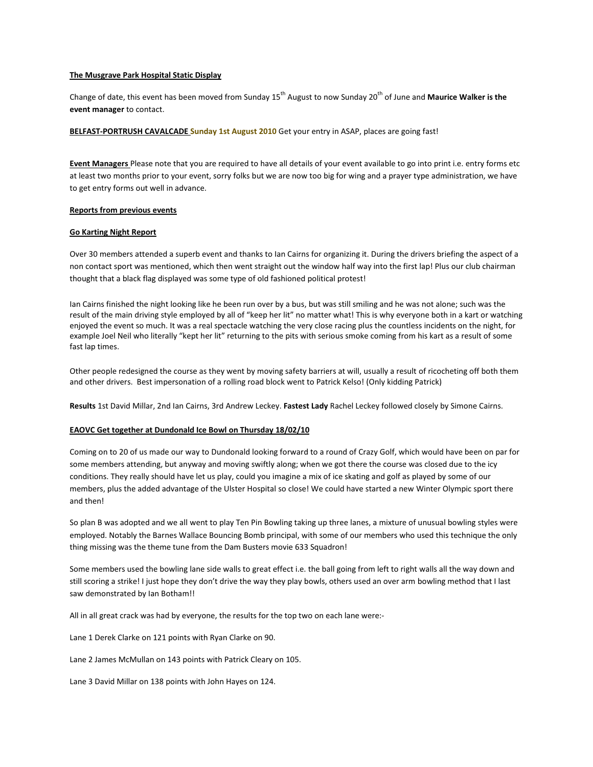**The Musgrave Park Hospital Static Display**

Change of date, this event has been moved from Sunday 15th August to now Sunday 20th of June and **Maurice Walker is the event manager** to contact.

**BELFAST-PORTRUSH CAVALCADE Sunday 1st August 2010** Get your entry in ASAP, places are going fast!

**Event Managers** Please note that you are required to have all details of your event available to go into print i.e. entry forms etc at least two months prior to your event, sorry folks but we are now too big for wing and a prayer type administration, we have to get entry forms out well in advance.

**Reports from previous events**

**Go Karting Night Report**

Over 30 members attended a superb event and thanks to Ian Cairns for organizing it. During the drivers briefing the aspect of a non contact sport was mentioned, which then went straight out the window half way into the first lap! Plus our club chairman thought that a black flag displayed was some type of old fashioned political protest!

Ian Cairns finished the night looking like he been run over by a bus, but was still smiling and he was not alone; such was the result of the main driving style employed by all of "keep her lit" no matter what! This is why everyone both in a kart or watching enjoyed the event so much. It was a real spectacle watching the very close racing plus the countless incidents on the night, for example Joel Neil who literally "kept her lit" returning to the pits with serious smoke coming from his kart as a result of some fast lap times.

Other people redesigned the course as they went by moving safety barriers at will, usually a result of ricocheting off both them and other drivers. Best impersonation of a rolling road block went to Patrick Kelso! (Only kidding Patrick)

**Results** 1st David Millar, 2nd Ian Cairns, 3rd Andrew Leckey. **Fastest Lady** Rachel Leckey followed closely by Simone Cairns.

**EAOVC Get together at Dundonald Ice Bowl on Thursday 18/02/10**

Coming on to 20 of us made our way to Dundonald looking forward to a round of Crazy Golf, which would have been on par for some members attending, but anyway and moving swiftly along; when we got there the course was closed due to the icy conditions. They really should have let us play, could you imagine a mix of ice skating and golf as played by some of our members, plus the added advantage of the Ulster Hospital so close! We could have started a new Winter Olympic sport there and then!

So plan B was adopted and we all went to play Ten Pin Bowling taking up three lanes, a mixture of unusual bowling styles were employed. Notably the Barnes Wallace Bouncing Bomb principal, with some of our members who used this technique the only thing missing was the theme tune from the Dam Busters movie 633 Squadron!

Some members used the bowling lane side walls to great effect i.e. the ball going from left to right walls all the way down and still scoring a strike! I just hope they don't drive the way they play bowls, others used an over arm bowling method that I last saw demonstrated by Ian Botham!!

All in all great crack was had by everyone, the results for the top two on each lane were:-

Lane 1 Derek Clarke on 121 points with Ryan Clarke on 90.

Lane 2 James McMullan on 143 points with Patrick Cleary on 105.

Lane 3 David Millar on 138 points with John Hayes on 124.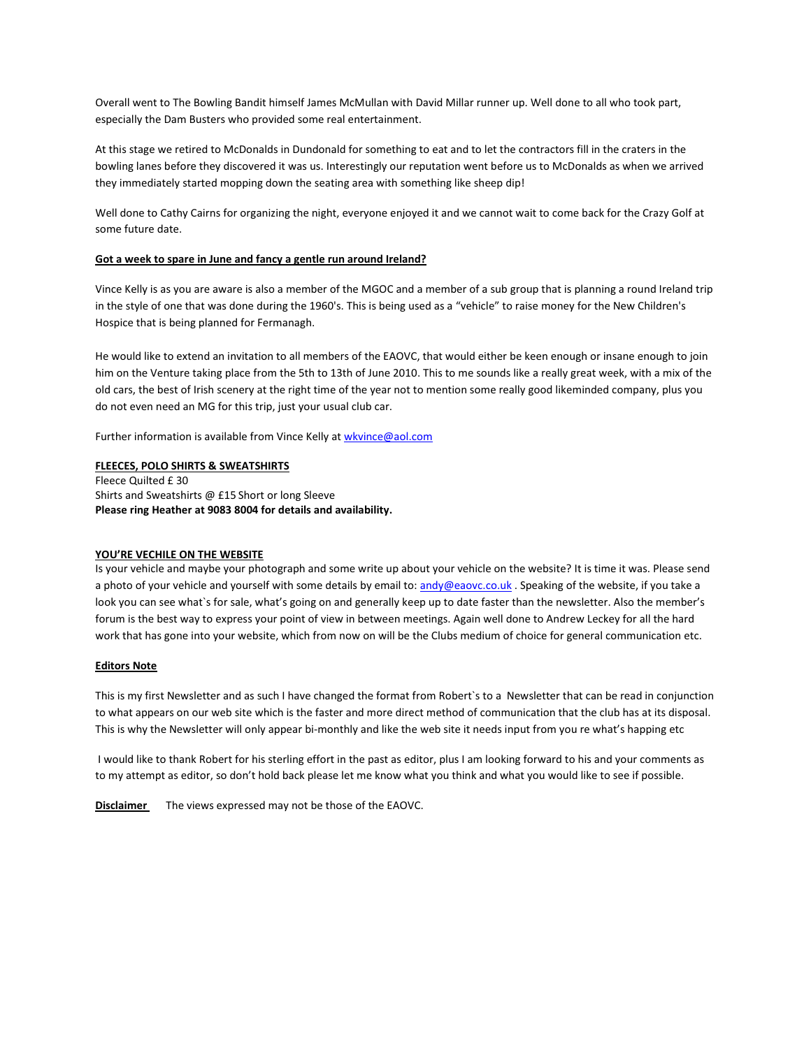Overall went to The Bowling Bandit himself James McMullan with David Millar runner up. Well done to all who took part, especially the Dam Busters who provided some real entertainment.

At this stage we retired to McDonalds in Dundonald for something to eat and to let the contractors fill in the craters in the bowling lanes before they discovered it was us. Interestingly our reputation went before us to McDonalds as when we arrived they immediately started mopping down the seating area with something like sheep dip!

Well done to Cathy Cairns for organizing the night, everyone enjoyed it and we cannot wait to come back for the Crazy Golf at some future date.

**Got a week to spare in June and fancy a gentle run around Ireland?**

Vince Kelly is as you are aware is also a member of the MGOC and a member of a sub group that is planning a round Ireland trip in the style of one that was done during the 1960's. This is being used as a "vehicle" to raise money for the New Children's Hospice that is being planned for Fermanagh.

He would like to extend an invitation to all members of the EAOVC, that would either be keen enough or insane enough to join him on the Venture taking place from the 5th to 13th of June 2010. This to me sounds like a really great week, with a mix of the old cars, the best of Irish scenery at the right time of the year not to mention some really good likeminded company, plus you do not even need an MG for this trip, just your usual club car.

Further information is available from Vince Kelly at wkvince@aol.com

**FLEECES, POLO SHIRTS & SWEATSHIRTS**
Fleece Quilted £ 30
Shirts and Sweatshirts @ £15 Short or long Sleeve
**Please ring Heather at 9083 8004 for details and availability.**

**YOU'RE VECHILE ON THE WEBSITE**
Is your vehicle and maybe your photograph and some write up about your vehicle on the website? It is time it was. Please send a photo of your vehicle and yourself with some details by email to: andy@eaovc.co.uk . Speaking of the website, if you take a look you can see what`s for sale, what's going on and generally keep up to date faster than the newsletter. Also the member's forum is the best way to express your point of view in between meetings. Again well done to Andrew Leckey for all the hard work that has gone into your website, which from now on will be the Clubs medium of choice for general communication etc.

**Editors Note**

This is my first Newsletter and as such I have changed the format from Robert`s to a Newsletter that can be read in conjunction to what appears on our web site which is the faster and more direct method of communication that the club has at its disposal. This is why the Newsletter will only appear bi-monthly and like the web site it needs input from you re what's happing etc

I would like to thank Robert for his sterling effort in the past as editor, plus I am looking forward to his and your comments as to my attempt as editor, so don't hold back please let me know what you think and what you would like to see if possible.

**Disclaimer** The views expressed may not be those of the EAOVC.